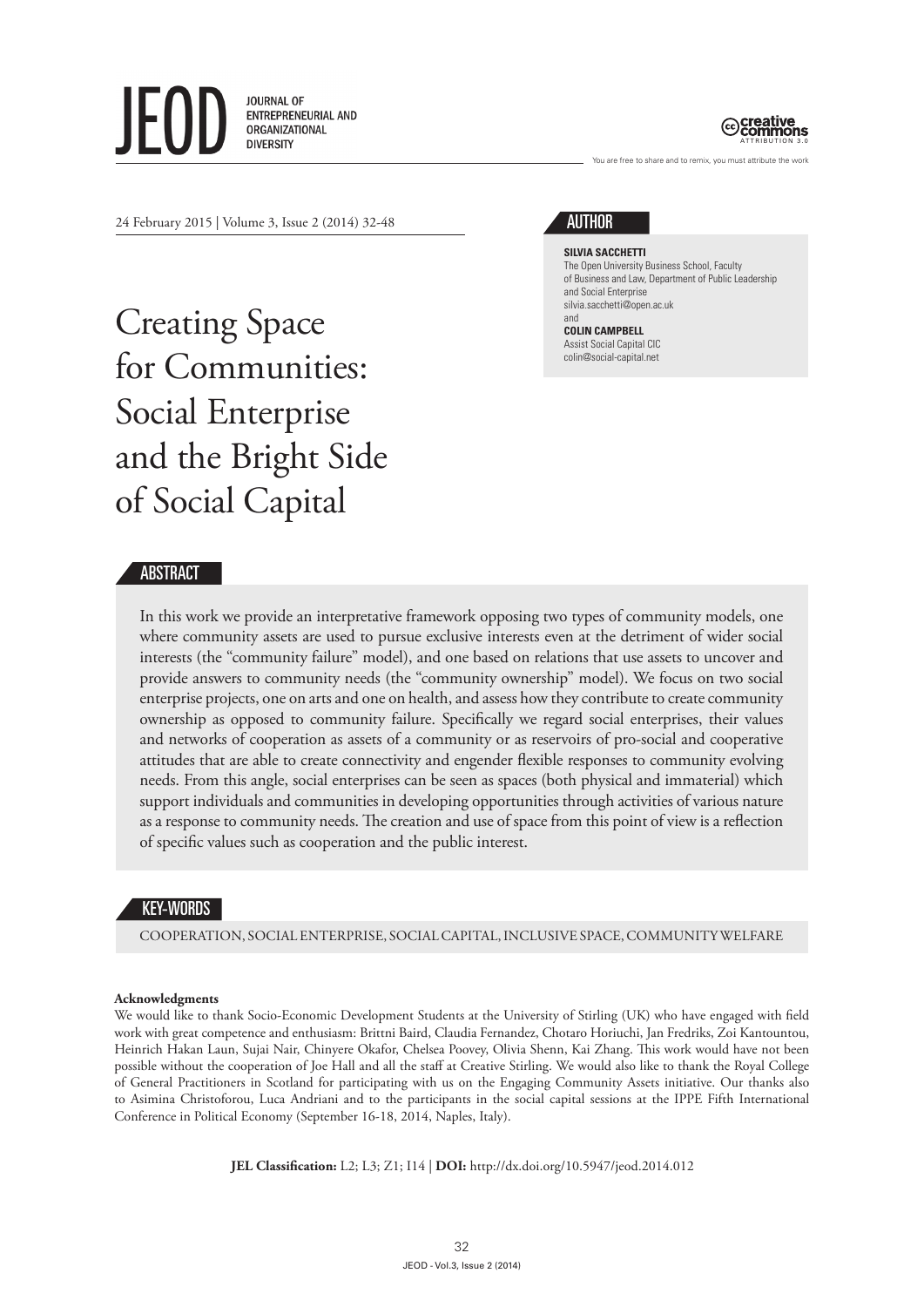# Creating Space for Communities: Social Enterprise and the Bright Side of Social Capital

24 February 2015 | Volume 3, Issue 2 (2014) 32-48

## AUTHOR

**SILVIA SACCHETTI**
The Open University Business School, Faculty of Business and Law, Department of Public Leadership and Social Enterprise
silvia.sacchetti@open.ac.uk
and
**COLIN CAMPBELL**
Assist Social Capital CIC
colin@social-capital.net

## ABSTRACT

In this work we provide an interpretative framework opposing two types of community models, one where community assets are used to pursue exclusive interests even at the detriment of wider social interests (the "community failure" model), and one based on relations that use assets to uncover and provide answers to community needs (the "community ownership" model). We focus on two social enterprise projects, one on arts and one on health, and assess how they contribute to create community ownership as opposed to community failure. Specifically we regard social enterprises, their values and networks of cooperation as assets of a community or as reservoirs of pro-social and cooperative attitudes that are able to create connectivity and engender flexible responses to community evolving needs. From this angle, social enterprises can be seen as spaces (both physical and immaterial) which support individuals and communities in developing opportunities through activities of various nature as a response to community needs. The creation and use of space from this point of view is a reflection of specific values such as cooperation and the public interest.

## KEY-WORDS

COOPERATION, SOCIAL ENTERPRISE, SOCIAL CAPITAL, INCLUSIVE SPACE, COMMUNITY WELFARE

**Acknowledgments**
We would like to thank Socio-Economic Development Students at the University of Stirling (UK) who have engaged with field work with great competence and enthusiasm: Brittni Baird, Claudia Fernandez, Chotaro Horiuchi, Jan Fredriks, Zoi Kantountou, Heinrich Hakan Laun, Sujai Nair, Chinyere Okafor, Chelsea Poovey, Olivia Shenn, Kai Zhang. This work would have not been possible without the cooperation of Joe Hall and all the staff at Creative Stirling. We would also like to thank the Royal College of General Practitioners in Scotland for participating with us on the Engaging Community Assets initiative. Our thanks also to Asimina Christoforou, Luca Andriani and to the participants in the social capital sessions at the IPPE Fifth International Conference in Political Economy (September 16-18, 2014, Naples, Italy).

**JEL Classification:** L2; L3; Z1; I14 | **DOI:** http://dx.doi.org/10.5947/jeod.2014.012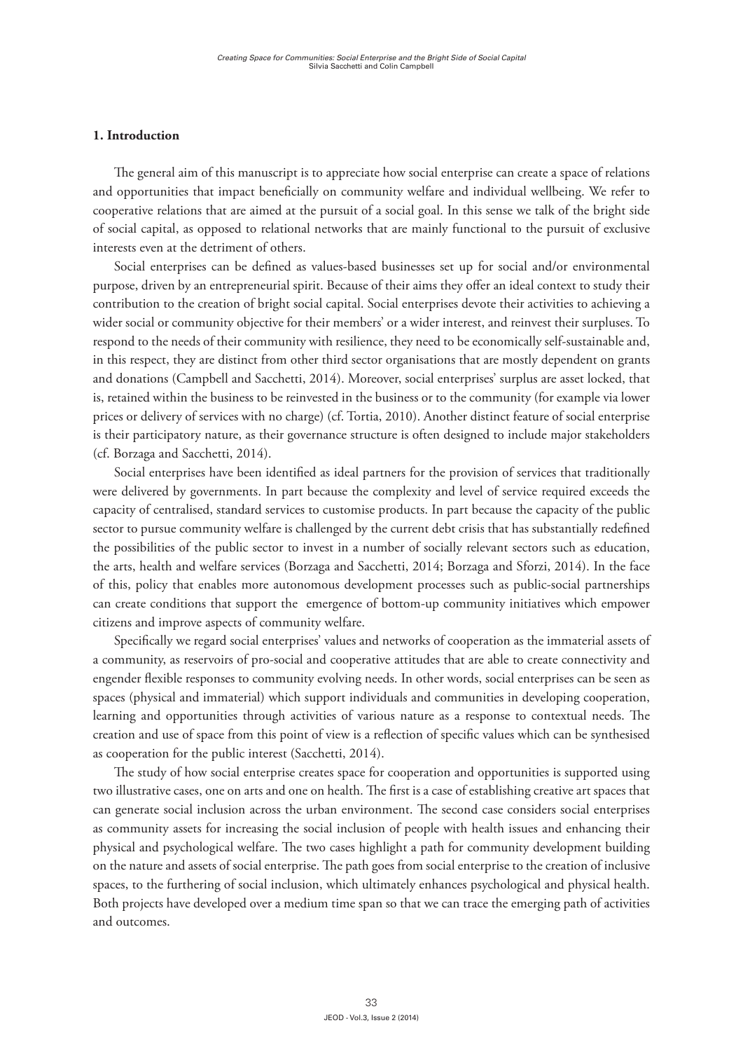## 1. Introduction

The general aim of this manuscript is to appreciate how social enterprise can create a space of relations and opportunities that impact beneficially on community welfare and individual wellbeing. We refer to cooperative relations that are aimed at the pursuit of a social goal. In this sense we talk of the bright side of social capital, as opposed to relational networks that are mainly functional to the pursuit of exclusive interests even at the detriment of others.

Social enterprises can be defined as values-based businesses set up for social and/or environmental purpose, driven by an entrepreneurial spirit. Because of their aims they offer an ideal context to study their contribution to the creation of bright social capital. Social enterprises devote their activities to achieving a wider social or community objective for their members' or a wider interest, and reinvest their surpluses. To respond to the needs of their community with resilience, they need to be economically self-sustainable and, in this respect, they are distinct from other third sector organisations that are mostly dependent on grants and donations (Campbell and Sacchetti, 2014). Moreover, social enterprises' surplus are asset locked, that is, retained within the business to be reinvested in the business or to the community (for example via lower prices or delivery of services with no charge) (cf. Tortia, 2010). Another distinct feature of social enterprise is their participatory nature, as their governance structure is often designed to include major stakeholders (cf. Borzaga and Sacchetti, 2014).

Social enterprises have been identified as ideal partners for the provision of services that traditionally were delivered by governments. In part because the complexity and level of service required exceeds the capacity of centralised, standard services to customise products. In part because the capacity of the public sector to pursue community welfare is challenged by the current debt crisis that has substantially redefined the possibilities of the public sector to invest in a number of socially relevant sectors such as education, the arts, health and welfare services (Borzaga and Sacchetti, 2014; Borzaga and Sforzi, 2014). In the face of this, policy that enables more autonomous development processes such as public-social partnerships can create conditions that support the emergence of bottom-up community initiatives which empower citizens and improve aspects of community welfare.

Specifically we regard social enterprises' values and networks of cooperation as the immaterial assets of a community, as reservoirs of pro-social and cooperative attitudes that are able to create connectivity and engender flexible responses to community evolving needs. In other words, social enterprises can be seen as spaces (physical and immaterial) which support individuals and communities in developing cooperation, learning and opportunities through activities of various nature as a response to contextual needs. The creation and use of space from this point of view is a reflection of specific values which can be synthesised as cooperation for the public interest (Sacchetti, 2014).

The study of how social enterprise creates space for cooperation and opportunities is supported using two illustrative cases, one on arts and one on health. The first is a case of establishing creative art spaces that can generate social inclusion across the urban environment. The second case considers social enterprises as community assets for increasing the social inclusion of people with health issues and enhancing their physical and psychological welfare. The two cases highlight a path for community development building on the nature and assets of social enterprise. The path goes from social enterprise to the creation of inclusive spaces, to the furthering of social inclusion, which ultimately enhances psychological and physical health. Both projects have developed over a medium time span so that we can trace the emerging path of activities and outcomes.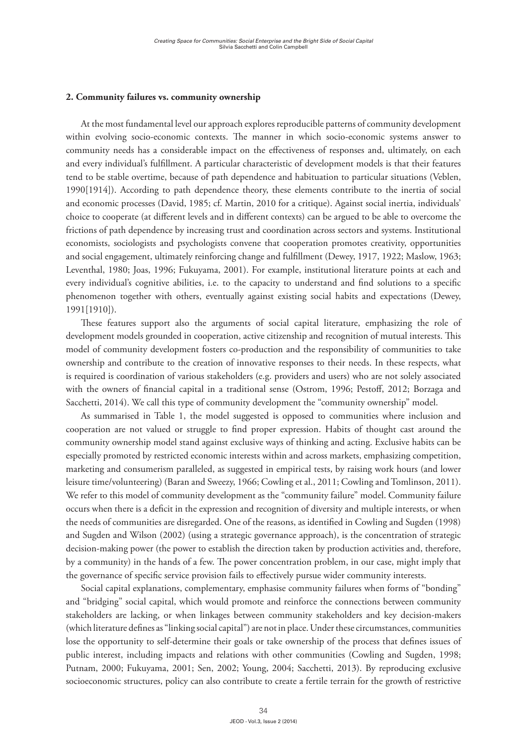## 2. Community failures vs. community ownership

At the most fundamental level our approach explores reproducible patterns of community development within evolving socio-economic contexts. The manner in which socio-economic systems answer to community needs has a considerable impact on the effectiveness of responses and, ultimately, on each and every individual's fulfillment. A particular characteristic of development models is that their features tend to be stable overtime, because of path dependence and habituation to particular situations (Veblen, 1990[1914]). According to path dependence theory, these elements contribute to the inertia of social and economic processes (David, 1985; cf. Martin, 2010 for a critique). Against social inertia, individuals' choice to cooperate (at different levels and in different contexts) can be argued to be able to overcome the frictions of path dependence by increasing trust and coordination across sectors and systems. Institutional economists, sociologists and psychologists convene that cooperation promotes creativity, opportunities and social engagement, ultimately reinforcing change and fulfillment (Dewey, 1917, 1922; Maslow, 1963; Leventhal, 1980; Joas, 1996; Fukuyama, 2001). For example, institutional literature points at each and every individual's cognitive abilities, i.e. to the capacity to understand and find solutions to a specific phenomenon together with others, eventually against existing social habits and expectations (Dewey, 1991[1910]).

These features support also the arguments of social capital literature, emphasizing the role of development models grounded in cooperation, active citizenship and recognition of mutual interests. This model of community development fosters co-production and the responsibility of communities to take ownership and contribute to the creation of innovative responses to their needs. In these respects, what is required is coordination of various stakeholders (e.g. providers and users) who are not solely associated with the owners of financial capital in a traditional sense (Ostrom, 1996; Pestoff, 2012; Borzaga and Sacchetti, 2014). We call this type of community development the "community ownership" model.

As summarised in Table 1, the model suggested is opposed to communities where inclusion and cooperation are not valued or struggle to find proper expression. Habits of thought cast around the community ownership model stand against exclusive ways of thinking and acting. Exclusive habits can be especially promoted by restricted economic interests within and across markets, emphasizing competition, marketing and consumerism paralleled, as suggested in empirical tests, by raising work hours (and lower leisure time/volunteering) (Baran and Sweezy, 1966; Cowling et al., 2011; Cowling and Tomlinson, 2011). We refer to this model of community development as the "community failure" model. Community failure occurs when there is a deficit in the expression and recognition of diversity and multiple interests, or when the needs of communities are disregarded. One of the reasons, as identified in Cowling and Sugden (1998) and Sugden and Wilson (2002) (using a strategic governance approach), is the concentration of strategic decision-making power (the power to establish the direction taken by production activities and, therefore, by a community) in the hands of a few. The power concentration problem, in our case, might imply that the governance of specific service provision fails to effectively pursue wider community interests.

Social capital explanations, complementary, emphasise community failures when forms of "bonding" and "bridging" social capital, which would promote and reinforce the connections between community stakeholders are lacking, or when linkages between community stakeholders and key decision-makers (which literature defines as "linking social capital") are not in place. Under these circumstances, communities lose the opportunity to self-determine their goals or take ownership of the process that defines issues of public interest, including impacts and relations with other communities (Cowling and Sugden, 1998; Putnam, 2000; Fukuyama, 2001; Sen, 2002; Young, 2004; Sacchetti, 2013). By reproducing exclusive socioeconomic structures, policy can also contribute to create a fertile terrain for the growth of restrictive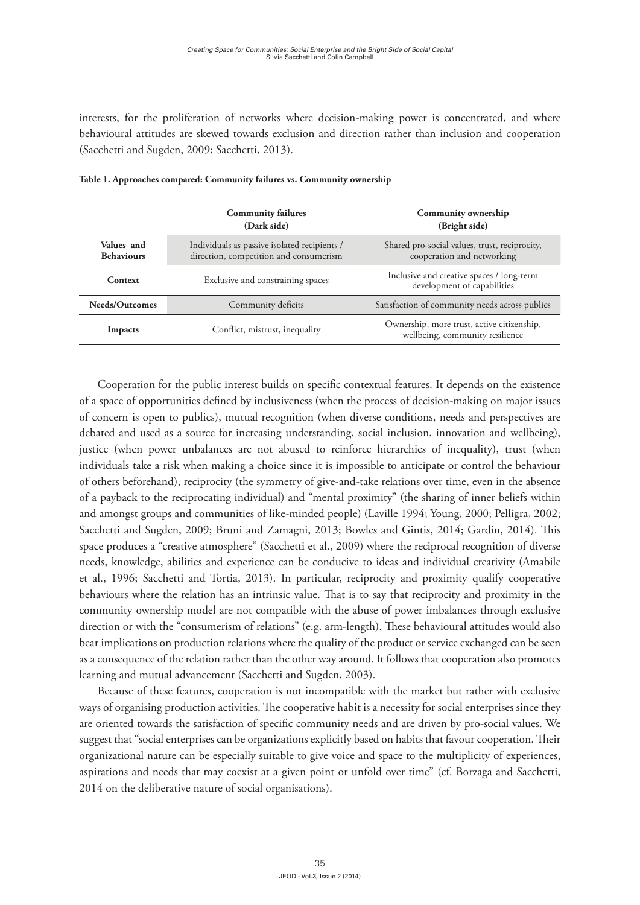interests, for the proliferation of networks where decision-making power is concentrated, and where behavioural attitudes are skewed towards exclusion and direction rather than inclusion and cooperation (Sacchetti and Sugden, 2009; Sacchetti, 2013).

**Table 1. Approaches compared: Community failures vs. Community ownership**

| | **Community failures (Dark side)** | **Community ownership (Bright side)** |
|---|---|---|
| **Values and Behaviours** | Individuals as passive isolated recipients / direction, competition and consumerism | Shared pro-social values, trust, reciprocity, cooperation and networking |
| **Context** | Exclusive and constraining spaces | Inclusive and creative spaces / long-term development of capabilities |
| **Needs/Outcomes** | Community deficits | Satisfaction of community needs across publics |
| **Impacts** | Conflict, mistrust, inequality | Ownership, more trust, active citizenship, wellbeing, community resilience |

Cooperation for the public interest builds on specific contextual features. It depends on the existence of a space of opportunities defined by inclusiveness (when the process of decision-making on major issues of concern is open to publics), mutual recognition (when diverse conditions, needs and perspectives are debated and used as a source for increasing understanding, social inclusion, innovation and wellbeing), justice (when power unbalances are not abused to reinforce hierarchies of inequality), trust (when individuals take a risk when making a choice since it is impossible to anticipate or control the behaviour of others beforehand), reciprocity (the symmetry of give-and-take relations over time, even in the absence of a payback to the reciprocating individual) and "mental proximity" (the sharing of inner beliefs within and amongst groups and communities of like-minded people) (Laville 1994; Young, 2000; Pelligra, 2002; Sacchetti and Sugden, 2009; Bruni and Zamagni, 2013; Bowles and Gintis, 2014; Gardin, 2014). This space produces a "creative atmosphere" (Sacchetti et al., 2009) where the reciprocal recognition of diverse needs, knowledge, abilities and experience can be conducive to ideas and individual creativity (Amabile et al., 1996; Sacchetti and Tortia, 2013). In particular, reciprocity and proximity qualify cooperative behaviours where the relation has an intrinsic value. That is to say that reciprocity and proximity in the community ownership model are not compatible with the abuse of power imbalances through exclusive direction or with the "consumerism of relations" (e.g. arm-length). These behavioural attitudes would also bear implications on production relations where the quality of the product or service exchanged can be seen as a consequence of the relation rather than the other way around. It follows that cooperation also promotes learning and mutual advancement (Sacchetti and Sugden, 2003).

Because of these features, cooperation is not incompatible with the market but rather with exclusive ways of organising production activities. The cooperative habit is a necessity for social enterprises since they are oriented towards the satisfaction of specific community needs and are driven by pro-social values. We suggest that "social enterprises can be organizations explicitly based on habits that favour cooperation. Their organizational nature can be especially suitable to give voice and space to the multiplicity of experiences, aspirations and needs that may coexist at a given point or unfold over time" (cf. Borzaga and Sacchetti, 2014 on the deliberative nature of social organisations).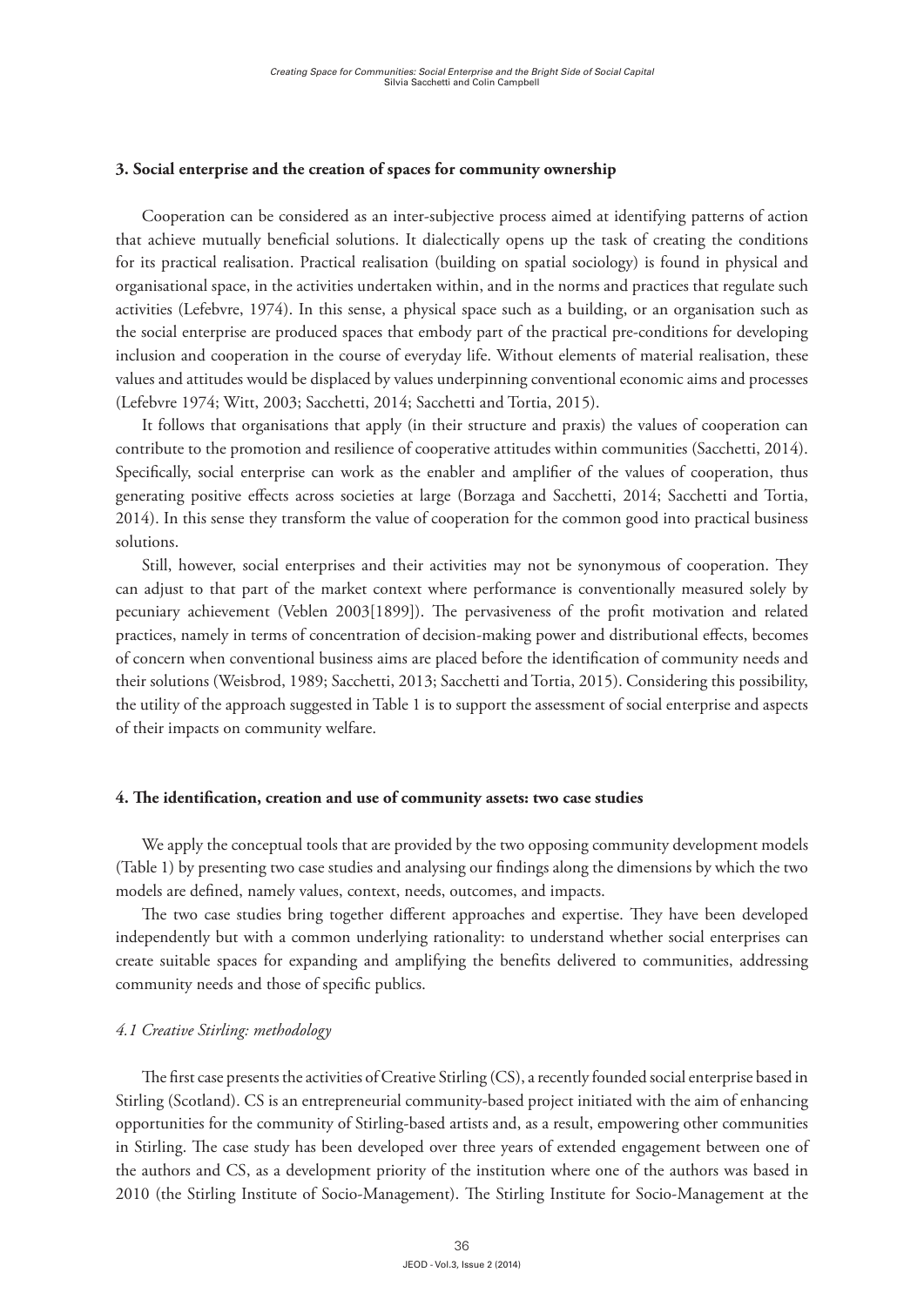### 3. Social enterprise and the creation of spaces for community ownership

Cooperation can be considered as an inter-subjective process aimed at identifying patterns of action that achieve mutually beneficial solutions. It dialectically opens up the task of creating the conditions for its practical realisation. Practical realisation (building on spatial sociology) is found in physical and organisational space, in the activities undertaken within, and in the norms and practices that regulate such activities (Lefebvre, 1974). In this sense, a physical space such as a building, or an organisation such as the social enterprise are produced spaces that embody part of the practical pre-conditions for developing inclusion and cooperation in the course of everyday life. Without elements of material realisation, these values and attitudes would be displaced by values underpinning conventional economic aims and processes (Lefebvre 1974; Witt, 2003; Sacchetti, 2014; Sacchetti and Tortia, 2015).

It follows that organisations that apply (in their structure and praxis) the values of cooperation can contribute to the promotion and resilience of cooperative attitudes within communities (Sacchetti, 2014). Specifically, social enterprise can work as the enabler and amplifier of the values of cooperation, thus generating positive effects across societies at large (Borzaga and Sacchetti, 2014; Sacchetti and Tortia, 2014). In this sense they transform the value of cooperation for the common good into practical business solutions.

Still, however, social enterprises and their activities may not be synonymous of cooperation. They can adjust to that part of the market context where performance is conventionally measured solely by pecuniary achievement (Veblen 2003[1899]). The pervasiveness of the profit motivation and related practices, namely in terms of concentration of decision-making power and distributional effects, becomes of concern when conventional business aims are placed before the identification of community needs and their solutions (Weisbrod, 1989; Sacchetti, 2013; Sacchetti and Tortia, 2015). Considering this possibility, the utility of the approach suggested in Table 1 is to support the assessment of social enterprise and aspects of their impacts on community welfare.

### 4. The identification, creation and use of community assets: two case studies

We apply the conceptual tools that are provided by the two opposing community development models (Table 1) by presenting two case studies and analysing our findings along the dimensions by which the two models are defined, namely values, context, needs, outcomes, and impacts.

The two case studies bring together different approaches and expertise. They have been developed independently but with a common underlying rationality: to understand whether social enterprises can create suitable spaces for expanding and amplifying the benefits delivered to communities, addressing community needs and those of specific publics.

#### *4.1 Creative Stirling: methodology*

The first case presents the activities of Creative Stirling (CS), a recently founded social enterprise based in Stirling (Scotland). CS is an entrepreneurial community-based project initiated with the aim of enhancing opportunities for the community of Stirling-based artists and, as a result, empowering other communities in Stirling. The case study has been developed over three years of extended engagement between one of the authors and CS, as a development priority of the institution where one of the authors was based in 2010 (the Stirling Institute of Socio-Management). The Stirling Institute for Socio-Management at the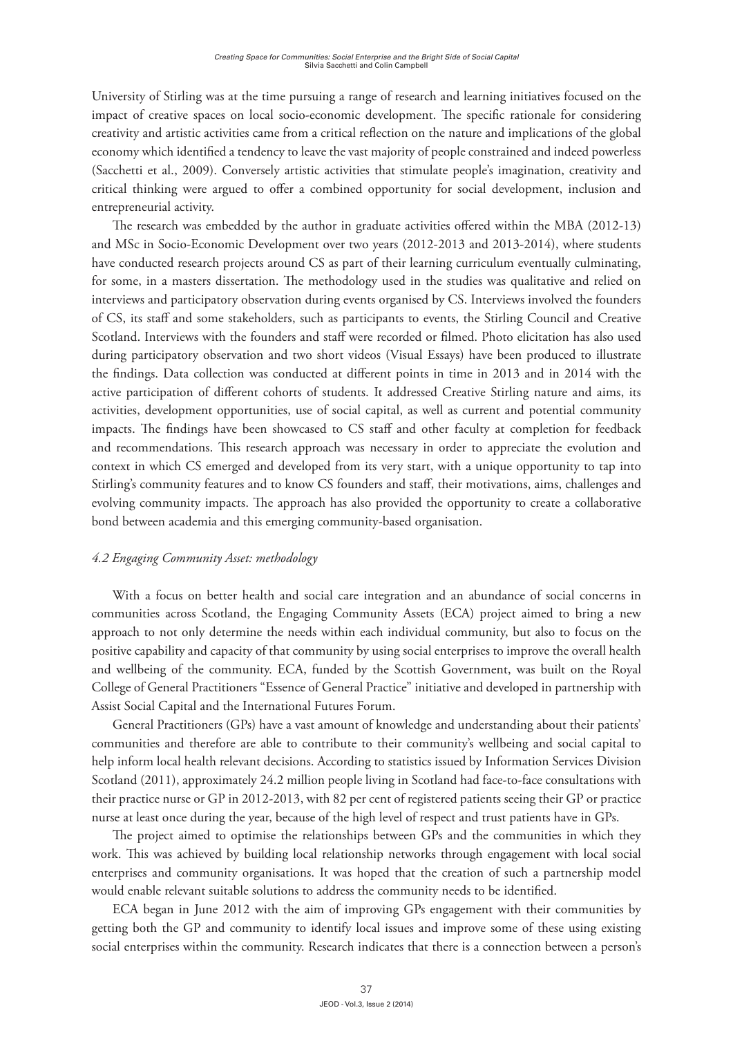University of Stirling was at the time pursuing a range of research and learning initiatives focused on the impact of creative spaces on local socio-economic development. The specific rationale for considering creativity and artistic activities came from a critical reflection on the nature and implications of the global economy which identified a tendency to leave the vast majority of people constrained and indeed powerless (Sacchetti et al., 2009). Conversely artistic activities that stimulate people's imagination, creativity and critical thinking were argued to offer a combined opportunity for social development, inclusion and entrepreneurial activity.

The research was embedded by the author in graduate activities offered within the MBA (2012-13) and MSc in Socio-Economic Development over two years (2012-2013 and 2013-2014), where students have conducted research projects around CS as part of their learning curriculum eventually culminating, for some, in a masters dissertation. The methodology used in the studies was qualitative and relied on interviews and participatory observation during events organised by CS. Interviews involved the founders of CS, its staff and some stakeholders, such as participants to events, the Stirling Council and Creative Scotland. Interviews with the founders and staff were recorded or filmed. Photo elicitation has also used during participatory observation and two short videos (Visual Essays) have been produced to illustrate the findings. Data collection was conducted at different points in time in 2013 and in 2014 with the active participation of different cohorts of students. It addressed Creative Stirling nature and aims, its activities, development opportunities, use of social capital, as well as current and potential community impacts. The findings have been showcased to CS staff and other faculty at completion for feedback and recommendations. This research approach was necessary in order to appreciate the evolution and context in which CS emerged and developed from its very start, with a unique opportunity to tap into Stirling's community features and to know CS founders and staff, their motivations, aims, challenges and evolving community impacts. The approach has also provided the opportunity to create a collaborative bond between academia and this emerging community-based organisation.

### *4.2 Engaging Community Asset: methodology*

With a focus on better health and social care integration and an abundance of social concerns in communities across Scotland, the Engaging Community Assets (ECA) project aimed to bring a new approach to not only determine the needs within each individual community, but also to focus on the positive capability and capacity of that community by using social enterprises to improve the overall health and wellbeing of the community. ECA, funded by the Scottish Government, was built on the Royal College of General Practitioners "Essence of General Practice" initiative and developed in partnership with Assist Social Capital and the International Futures Forum.

General Practitioners (GPs) have a vast amount of knowledge and understanding about their patients' communities and therefore are able to contribute to their community's wellbeing and social capital to help inform local health relevant decisions. According to statistics issued by Information Services Division Scotland (2011), approximately 24.2 million people living in Scotland had face-to-face consultations with their practice nurse or GP in 2012-2013, with 82 per cent of registered patients seeing their GP or practice nurse at least once during the year, because of the high level of respect and trust patients have in GPs.

The project aimed to optimise the relationships between GPs and the communities in which they work. This was achieved by building local relationship networks through engagement with local social enterprises and community organisations. It was hoped that the creation of such a partnership model would enable relevant suitable solutions to address the community needs to be identified.

ECA began in June 2012 with the aim of improving GPs engagement with their communities by getting both the GP and community to identify local issues and improve some of these using existing social enterprises within the community. Research indicates that there is a connection between a person's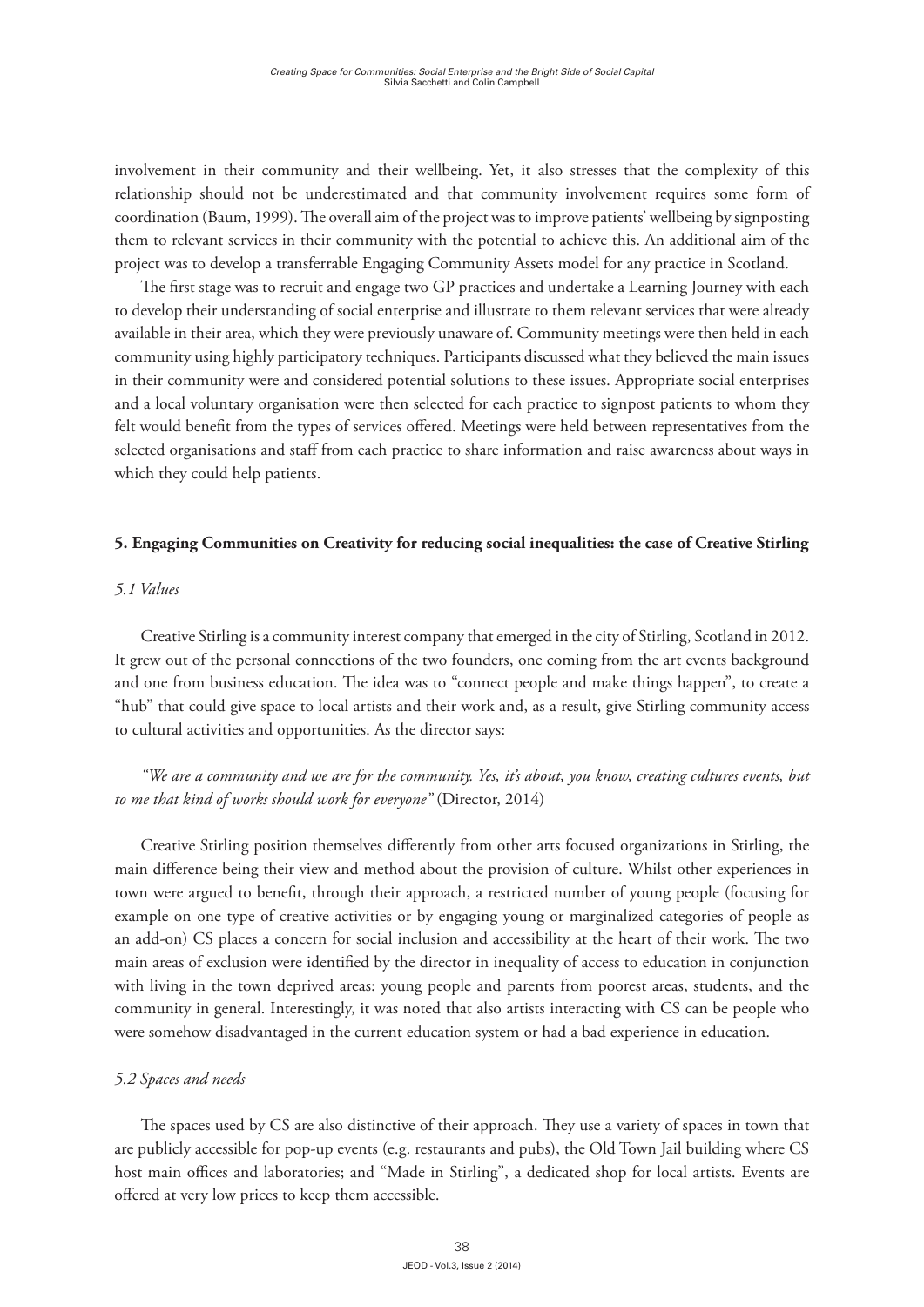involvement in their community and their wellbeing. Yet, it also stresses that the complexity of this relationship should not be underestimated and that community involvement requires some form of coordination (Baum, 1999). The overall aim of the project was to improve patients' wellbeing by signposting them to relevant services in their community with the potential to achieve this. An additional aim of the project was to develop a transferrable Engaging Community Assets model for any practice in Scotland.

The first stage was to recruit and engage two GP practices and undertake a Learning Journey with each to develop their understanding of social enterprise and illustrate to them relevant services that were already available in their area, which they were previously unaware of. Community meetings were then held in each community using highly participatory techniques. Participants discussed what they believed the main issues in their community were and considered potential solutions to these issues. Appropriate social enterprises and a local voluntary organisation were then selected for each practice to signpost patients to whom they felt would benefit from the types of services offered. Meetings were held between representatives from the selected organisations and staff from each practice to share information and raise awareness about ways in which they could help patients.

## 5. Engaging Communities on Creativity for reducing social inequalities: the case of Creative Stirling

### *5.1 Values*

Creative Stirling is a community interest company that emerged in the city of Stirling, Scotland in 2012. It grew out of the personal connections of the two founders, one coming from the art events background and one from business education. The idea was to "connect people and make things happen", to create a "hub" that could give space to local artists and their work and, as a result, give Stirling community access to cultural activities and opportunities. As the director says:

*"We are a community and we are for the community. Yes, it's about, you know, creating cultures events, but to me that kind of works should work for everyone"* (Director, 2014)

Creative Stirling position themselves differently from other arts focused organizations in Stirling, the main difference being their view and method about the provision of culture. Whilst other experiences in town were argued to benefit, through their approach, a restricted number of young people (focusing for example on one type of creative activities or by engaging young or marginalized categories of people as an add-on) CS places a concern for social inclusion and accessibility at the heart of their work. The two main areas of exclusion were identified by the director in inequality of access to education in conjunction with living in the town deprived areas: young people and parents from poorest areas, students, and the community in general. Interestingly, it was noted that also artists interacting with CS can be people who were somehow disadvantaged in the current education system or had a bad experience in education.

### *5.2 Spaces and needs*

The spaces used by CS are also distinctive of their approach. They use a variety of spaces in town that are publicly accessible for pop-up events (e.g. restaurants and pubs), the Old Town Jail building where CS host main offices and laboratories; and "Made in Stirling", a dedicated shop for local artists. Events are offered at very low prices to keep them accessible.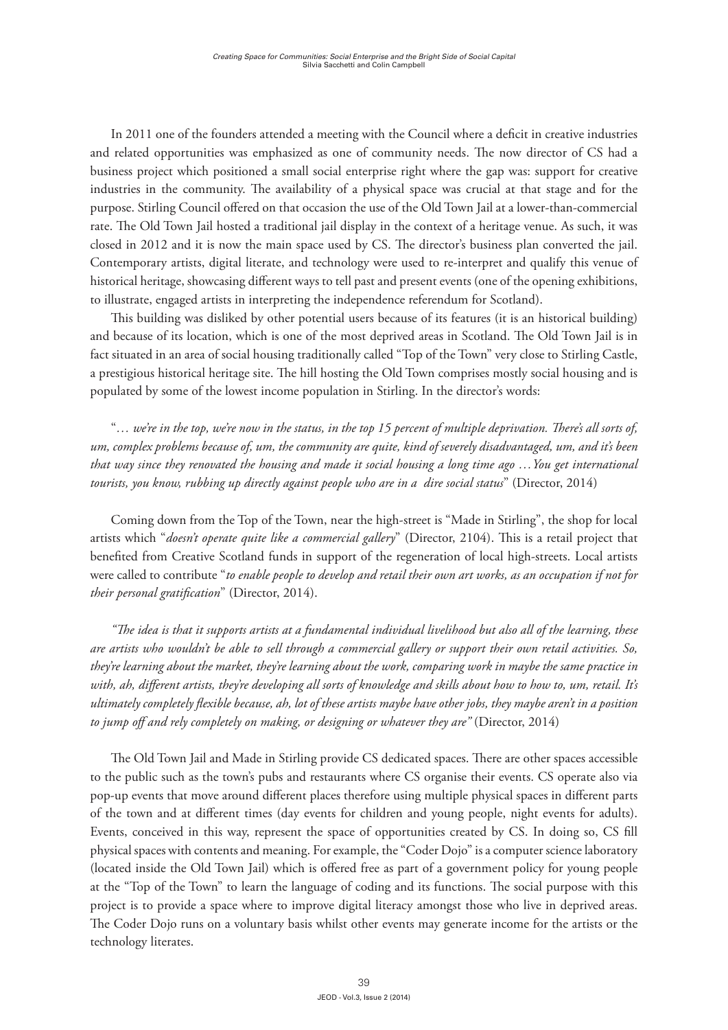In 2011 one of the founders attended a meeting with the Council where a deficit in creative industries and related opportunities was emphasized as one of community needs. The now director of CS had a business project which positioned a small social enterprise right where the gap was: support for creative industries in the community. The availability of a physical space was crucial at that stage and for the purpose. Stirling Council offered on that occasion the use of the Old Town Jail at a lower-than-commercial rate. The Old Town Jail hosted a traditional jail display in the context of a heritage venue. As such, it was closed in 2012 and it is now the main space used by CS. The director's business plan converted the jail. Contemporary artists, digital literate, and technology were used to re-interpret and qualify this venue of historical heritage, showcasing different ways to tell past and present events (one of the opening exhibitions, to illustrate, engaged artists in interpreting the independence referendum for Scotland).

This building was disliked by other potential users because of its features (it is an historical building) and because of its location, which is one of the most deprived areas in Scotland. The Old Town Jail is in fact situated in an area of social housing traditionally called "Top of the Town" very close to Stirling Castle, a prestigious historical heritage site. The hill hosting the Old Town comprises mostly social housing and is populated by some of the lowest income population in Stirling. In the director's words:

"*… we're in the top, we're now in the status, in the top 15 percent of multiple deprivation. There's all sorts of, um, complex problems because of, um, the community are quite, kind of severely disadvantaged, um, and it's been that way since they renovated the housing and made it social housing a long time ago …You get international tourists, you know, rubbing up directly against people who are in a dire social status*" (Director, 2014)

Coming down from the Top of the Town, near the high-street is "Made in Stirling", the shop for local artists which "*doesn't operate quite like a commercial gallery*" (Director, 2104). This is a retail project that benefited from Creative Scotland funds in support of the regeneration of local high-streets. Local artists were called to contribute "*to enable people to develop and retail their own art works, as an occupation if not for their personal gratification*" (Director, 2014).

*"The idea is that it supports artists at a fundamental individual livelihood but also all of the learning, these are artists who wouldn't be able to sell through a commercial gallery or support their own retail activities. So, they're learning about the market, they're learning about the work, comparing work in maybe the same practice in with, ah, different artists, they're developing all sorts of knowledge and skills about how to how to, um, retail. It's ultimately completely flexible because, ah, lot of these artists maybe have other jobs, they maybe aren't in a position to jump off and rely completely on making, or designing or whatever they are"* (Director, 2014)

The Old Town Jail and Made in Stirling provide CS dedicated spaces. There are other spaces accessible to the public such as the town's pubs and restaurants where CS organise their events. CS operate also via pop-up events that move around different places therefore using multiple physical spaces in different parts of the town and at different times (day events for children and young people, night events for adults). Events, conceived in this way, represent the space of opportunities created by CS. In doing so, CS fill physical spaces with contents and meaning. For example, the "Coder Dojo" is a computer science laboratory (located inside the Old Town Jail) which is offered free as part of a government policy for young people at the "Top of the Town" to learn the language of coding and its functions. The social purpose with this project is to provide a space where to improve digital literacy amongst those who live in deprived areas. The Coder Dojo runs on a voluntary basis whilst other events may generate income for the artists or the technology literates.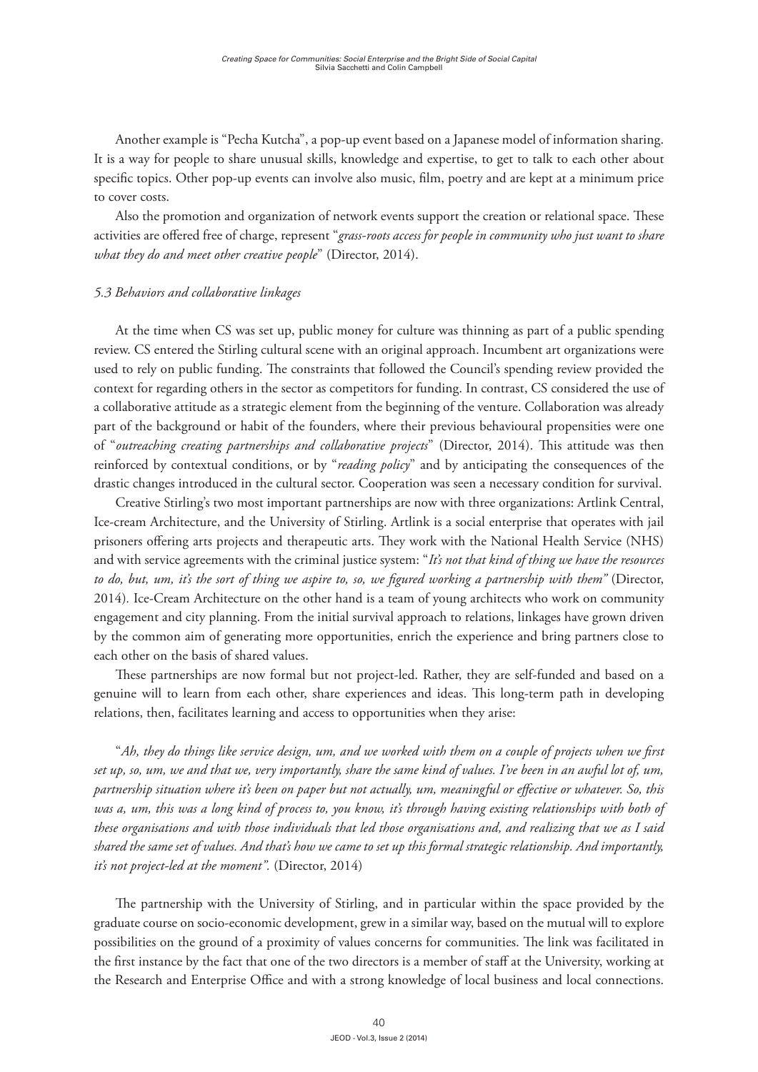Another example is "Pecha Kutcha", a pop-up event based on a Japanese model of information sharing. It is a way for people to share unusual skills, knowledge and expertise, to get to talk to each other about specific topics. Other pop-up events can involve also music, film, poetry and are kept at a minimum price to cover costs.

Also the promotion and organization of network events support the creation or relational space. These activities are offered free of charge, represent "*grass-roots access for people in community who just want to share what they do and meet other creative people*" (Director, 2014).

### *5.3 Behaviors and collaborative linkages*

At the time when CS was set up, public money for culture was thinning as part of a public spending review. CS entered the Stirling cultural scene with an original approach. Incumbent art organizations were used to rely on public funding. The constraints that followed the Council's spending review provided the context for regarding others in the sector as competitors for funding. In contrast, CS considered the use of a collaborative attitude as a strategic element from the beginning of the venture. Collaboration was already part of the background or habit of the founders, where their previous behavioural propensities were one of "*outreaching creating partnerships and collaborative projects*" (Director, 2014). This attitude was then reinforced by contextual conditions, or by "*reading policy*" and by anticipating the consequences of the drastic changes introduced in the cultural sector. Cooperation was seen a necessary condition for survival.

Creative Stirling's two most important partnerships are now with three organizations: Artlink Central, Ice-cream Architecture, and the University of Stirling. Artlink is a social enterprise that operates with jail prisoners offering arts projects and therapeutic arts. They work with the National Health Service (NHS) and with service agreements with the criminal justice system: "*It's not that kind of thing we have the resources to do, but, um, it's the sort of thing we aspire to, so, we figured working a partnership with them"* (Director, 2014). Ice-Cream Architecture on the other hand is a team of young architects who work on community engagement and city planning. From the initial survival approach to relations, linkages have grown driven by the common aim of generating more opportunities, enrich the experience and bring partners close to each other on the basis of shared values.

These partnerships are now formal but not project-led. Rather, they are self-funded and based on a genuine will to learn from each other, share experiences and ideas. This long-term path in developing relations, then, facilitates learning and access to opportunities when they arise:

"*Ah, they do things like service design, um, and we worked with them on a couple of projects when we first set up, so, um, we and that we, very importantly, share the same kind of values. I've been in an awful lot of, um, partnership situation where it's been on paper but not actually, um, meaningful or effective or whatever. So, this was a, um, this was a long kind of process to, you know, it's through having existing relationships with both of these organisations and with those individuals that led those organisations and, and realizing that we as I said shared the same set of values. And that's how we came to set up this formal strategic relationship. And importantly, it's not project-led at the moment".* (Director, 2014)

The partnership with the University of Stirling, and in particular within the space provided by the graduate course on socio-economic development, grew in a similar way, based on the mutual will to explore possibilities on the ground of a proximity of values concerns for communities. The link was facilitated in the first instance by the fact that one of the two directors is a member of staff at the University, working at the Research and Enterprise Office and with a strong knowledge of local business and local connections.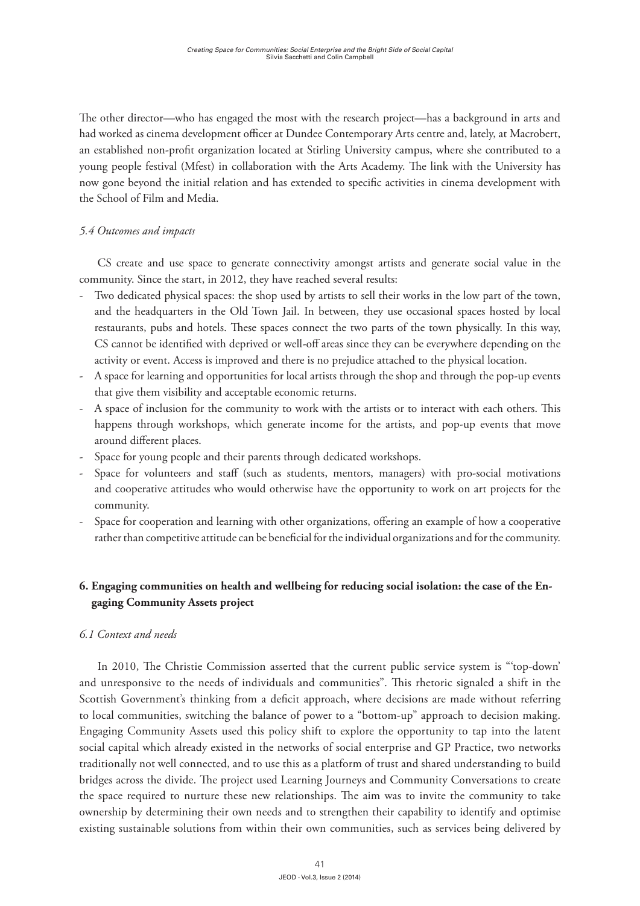The other director—who has engaged the most with the research project—has a background in arts and had worked as cinema development officer at Dundee Contemporary Arts centre and, lately, at Macrobert, an established non-profit organization located at Stirling University campus, where she contributed to a young people festival (Mfest) in collaboration with the Arts Academy. The link with the University has now gone beyond the initial relation and has extended to specific activities in cinema development with the School of Film and Media.

### *5.4 Outcomes and impacts*

CS create and use space to generate connectivity amongst artists and generate social value in the community. Since the start, in 2012, they have reached several results:

- Two dedicated physical spaces: the shop used by artists to sell their works in the low part of the town, and the headquarters in the Old Town Jail. In between, they use occasional spaces hosted by local restaurants, pubs and hotels. These spaces connect the two parts of the town physically. In this way, CS cannot be identified with deprived or well-off areas since they can be everywhere depending on the activity or event. Access is improved and there is no prejudice attached to the physical location.
- A space for learning and opportunities for local artists through the shop and through the pop-up events that give them visibility and acceptable economic returns.
- A space of inclusion for the community to work with the artists or to interact with each others. This happens through workshops, which generate income for the artists, and pop-up events that move around different places.
- Space for young people and their parents through dedicated workshops.
- Space for volunteers and staff (such as students, mentors, managers) with pro-social motivations and cooperative attitudes who would otherwise have the opportunity to work on art projects for the community.
- Space for cooperation and learning with other organizations, offering an example of how a cooperative rather than competitive attitude can be beneficial for the individual organizations and for the community.

## 6. Engaging communities on health and wellbeing for reducing social isolation: the case of the Engaging Community Assets project

### *6.1 Context and needs*

In 2010, The Christie Commission asserted that the current public service system is "'top-down' and unresponsive to the needs of individuals and communities". This rhetoric signaled a shift in the Scottish Government's thinking from a deficit approach, where decisions are made without referring to local communities, switching the balance of power to a "bottom-up" approach to decision making. Engaging Community Assets used this policy shift to explore the opportunity to tap into the latent social capital which already existed in the networks of social enterprise and GP Practice, two networks traditionally not well connected, and to use this as a platform of trust and shared understanding to build bridges across the divide. The project used Learning Journeys and Community Conversations to create the space required to nurture these new relationships. The aim was to invite the community to take ownership by determining their own needs and to strengthen their capability to identify and optimise existing sustainable solutions from within their own communities, such as services being delivered by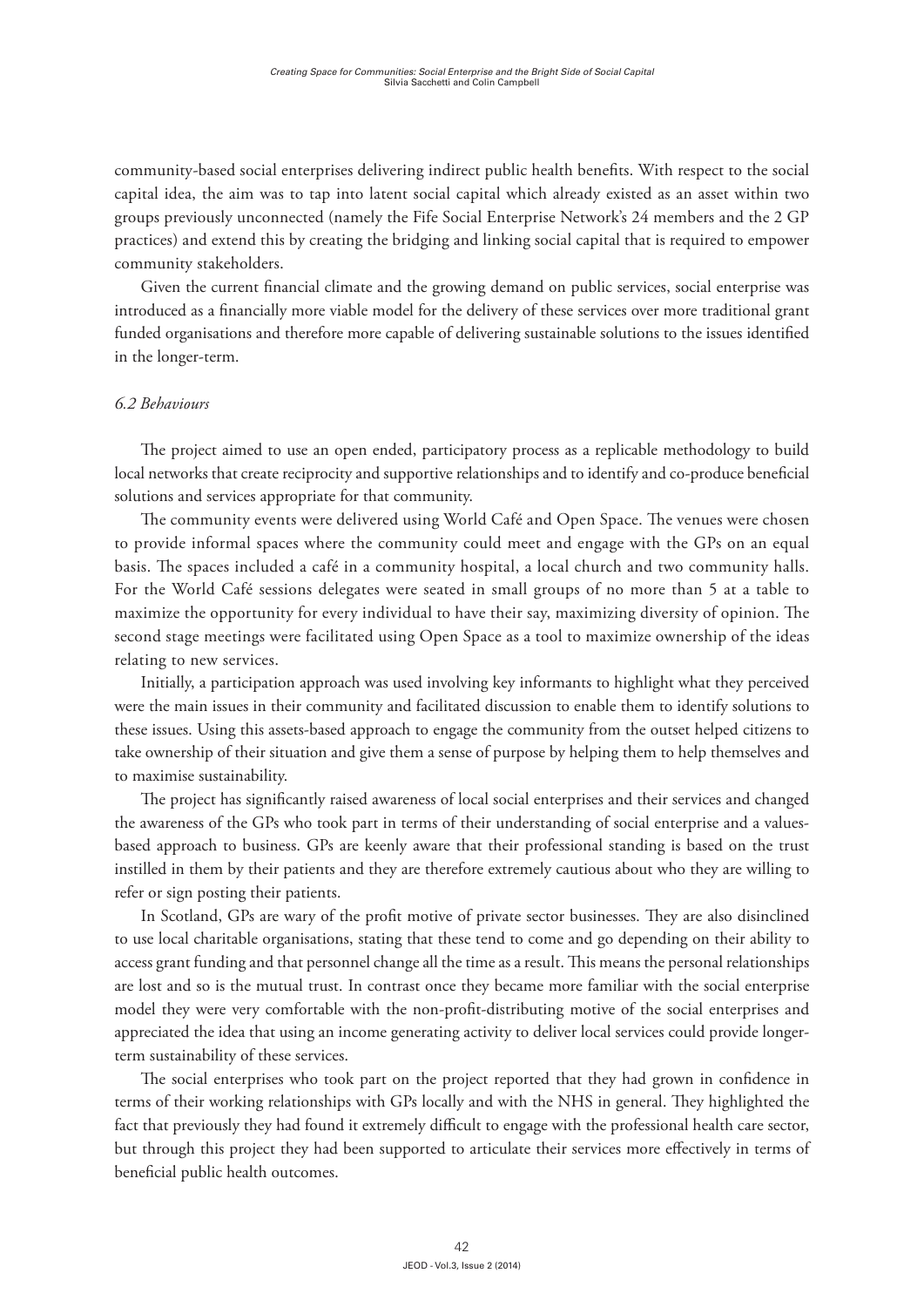community-based social enterprises delivering indirect public health benefits. With respect to the social capital idea, the aim was to tap into latent social capital which already existed as an asset within two groups previously unconnected (namely the Fife Social Enterprise Network's 24 members and the 2 GP practices) and extend this by creating the bridging and linking social capital that is required to empower community stakeholders.

Given the current financial climate and the growing demand on public services, social enterprise was introduced as a financially more viable model for the delivery of these services over more traditional grant funded organisations and therefore more capable of delivering sustainable solutions to the issues identified in the longer-term.

### *6.2 Behaviours*

The project aimed to use an open ended, participatory process as a replicable methodology to build local networks that create reciprocity and supportive relationships and to identify and co-produce beneficial solutions and services appropriate for that community.

The community events were delivered using World Café and Open Space. The venues were chosen to provide informal spaces where the community could meet and engage with the GPs on an equal basis. The spaces included a café in a community hospital, a local church and two community halls. For the World Café sessions delegates were seated in small groups of no more than 5 at a table to maximize the opportunity for every individual to have their say, maximizing diversity of opinion. The second stage meetings were facilitated using Open Space as a tool to maximize ownership of the ideas relating to new services.

Initially, a participation approach was used involving key informants to highlight what they perceived were the main issues in their community and facilitated discussion to enable them to identify solutions to these issues. Using this assets-based approach to engage the community from the outset helped citizens to take ownership of their situation and give them a sense of purpose by helping them to help themselves and to maximise sustainability.

The project has significantly raised awareness of local social enterprises and their services and changed the awareness of the GPs who took part in terms of their understanding of social enterprise and a values-based approach to business. GPs are keenly aware that their professional standing is based on the trust instilled in them by their patients and they are therefore extremely cautious about who they are willing to refer or sign posting their patients.

In Scotland, GPs are wary of the profit motive of private sector businesses. They are also disinclined to use local charitable organisations, stating that these tend to come and go depending on their ability to access grant funding and that personnel change all the time as a result. This means the personal relationships are lost and so is the mutual trust. In contrast once they became more familiar with the social enterprise model they were very comfortable with the non-profit-distributing motive of the social enterprises and appreciated the idea that using an income generating activity to deliver local services could provide longer-term sustainability of these services.

The social enterprises who took part on the project reported that they had grown in confidence in terms of their working relationships with GPs locally and with the NHS in general. They highlighted the fact that previously they had found it extremely difficult to engage with the professional health care sector, but through this project they had been supported to articulate their services more effectively in terms of beneficial public health outcomes.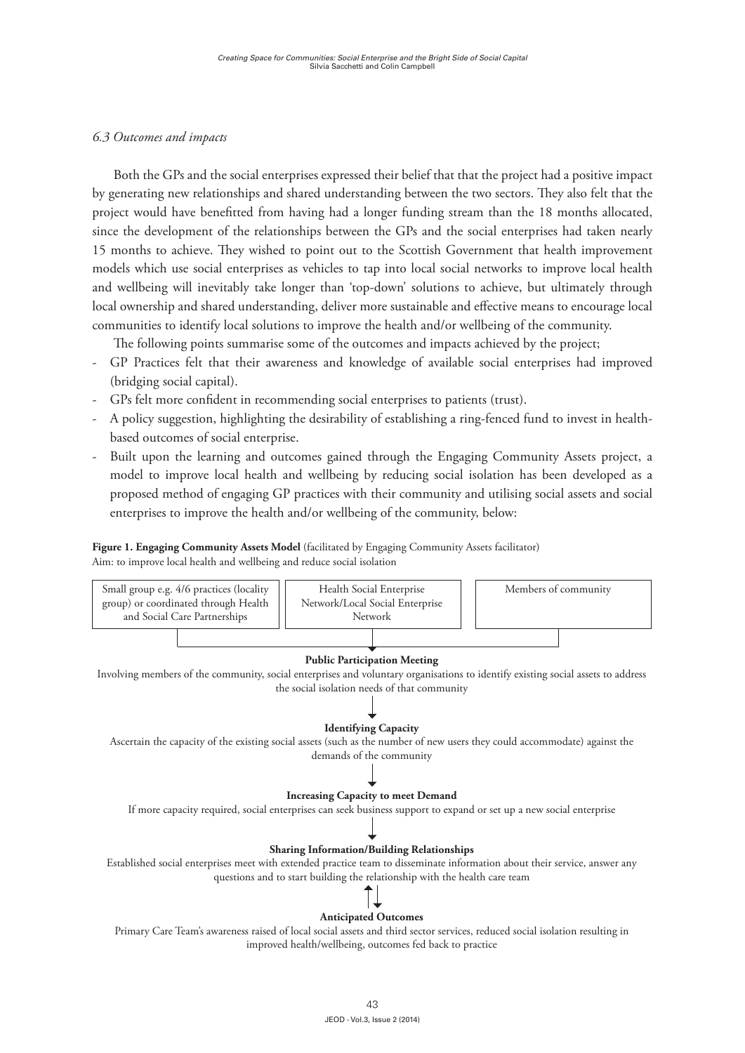### *6.3 Outcomes and impacts*

Both the GPs and the social enterprises expressed their belief that that the project had a positive impact by generating new relationships and shared understanding between the two sectors. They also felt that the project would have benefitted from having had a longer funding stream than the 18 months allocated, since the development of the relationships between the GPs and the social enterprises had taken nearly 15 months to achieve. They wished to point out to the Scottish Government that health improvement models which use social enterprises as vehicles to tap into local social networks to improve local health and wellbeing will inevitably take longer than 'top-down' solutions to achieve, but ultimately through local ownership and shared understanding, deliver more sustainable and effective means to encourage local communities to identify local solutions to improve the health and/or wellbeing of the community.

The following points summarise some of the outcomes and impacts achieved by the project;

- GP Practices felt that their awareness and knowledge of available social enterprises had improved (bridging social capital).
- GPs felt more confident in recommending social enterprises to patients (trust).
- A policy suggestion, highlighting the desirability of establishing a ring-fenced fund to invest in health-based outcomes of social enterprise.
- Built upon the learning and outcomes gained through the Engaging Community Assets project, a model to improve local health and wellbeing by reducing social isolation has been developed as a proposed method of engaging GP practices with their community and utilising social assets and social enterprises to improve the health and/or wellbeing of the community, below:

**Figure 1. Engaging Community Assets Model** (facilitated by Engaging Community Assets facilitator)
Aim: to improve local health and wellbeing and reduce social isolation

| Small group e.g. 4/6 practices (locality group) or coordinated through Health and Social Care Partnerships | Health Social Enterprise Network/Local Social Enterprise Network | Members of community |
|---|---|---|

↓

**Public Participation Meeting**
Involving members of the community, social enterprises and voluntary organisations to identify existing social assets to address the social isolation needs of that community

↓

**Identifying Capacity**
Ascertain the capacity of the existing social assets (such as the number of new users they could accommodate) against the demands of the community

↓

**Increasing Capacity to meet Demand**
If more capacity required, social enterprises can seek business support to expand or set up a new social enterprise

↓

**Sharing Information/Building Relationships**
Established social enterprises meet with extended practice team to disseminate information about their service, answer any questions and to start building the relationship with the health care team

↑↓

**Anticipated Outcomes**
Primary Care Team's awareness raised of local social assets and third sector services, reduced social isolation resulting in improved health/wellbeing, outcomes fed back to practice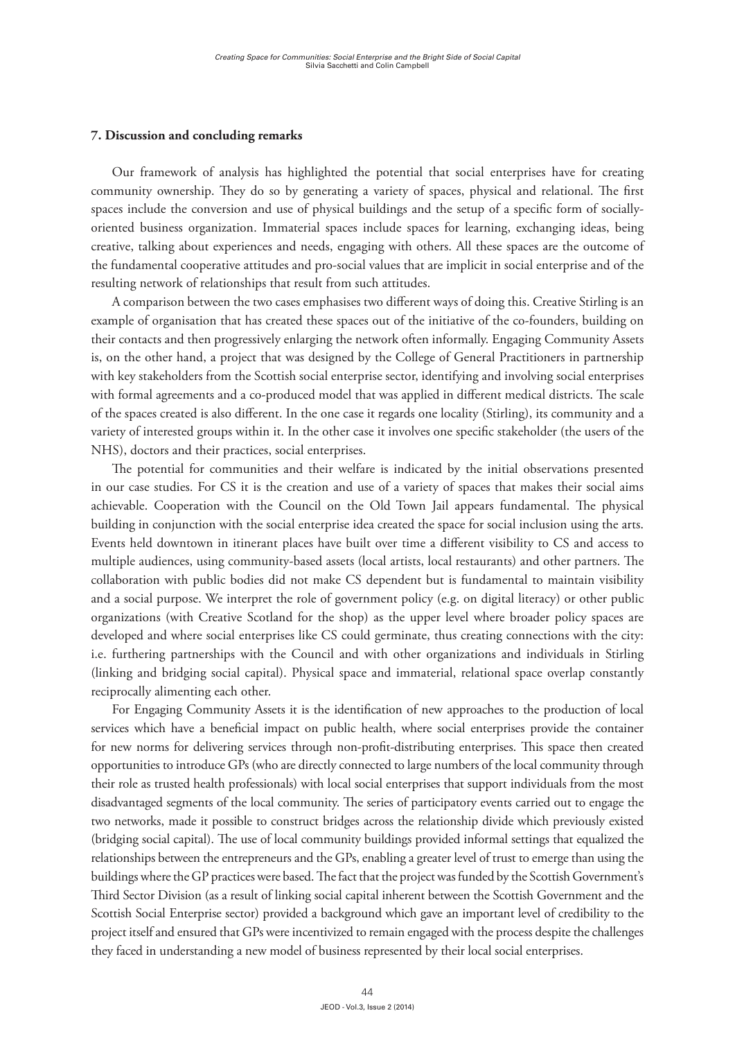## 7. Discussion and concluding remarks

Our framework of analysis has highlighted the potential that social enterprises have for creating community ownership. They do so by generating a variety of spaces, physical and relational. The first spaces include the conversion and use of physical buildings and the setup of a specific form of socially-oriented business organization. Immaterial spaces include spaces for learning, exchanging ideas, being creative, talking about experiences and needs, engaging with others. All these spaces are the outcome of the fundamental cooperative attitudes and pro-social values that are implicit in social enterprise and of the resulting network of relationships that result from such attitudes.

A comparison between the two cases emphasises two different ways of doing this. Creative Stirling is an example of organisation that has created these spaces out of the initiative of the co-founders, building on their contacts and then progressively enlarging the network often informally. Engaging Community Assets is, on the other hand, a project that was designed by the College of General Practitioners in partnership with key stakeholders from the Scottish social enterprise sector, identifying and involving social enterprises with formal agreements and a co-produced model that was applied in different medical districts. The scale of the spaces created is also different. In the one case it regards one locality (Stirling), its community and a variety of interested groups within it. In the other case it involves one specific stakeholder (the users of the NHS), doctors and their practices, social enterprises.

The potential for communities and their welfare is indicated by the initial observations presented in our case studies. For CS it is the creation and use of a variety of spaces that makes their social aims achievable. Cooperation with the Council on the Old Town Jail appears fundamental. The physical building in conjunction with the social enterprise idea created the space for social inclusion using the arts. Events held downtown in itinerant places have built over time a different visibility to CS and access to multiple audiences, using community-based assets (local artists, local restaurants) and other partners. The collaboration with public bodies did not make CS dependent but is fundamental to maintain visibility and a social purpose. We interpret the role of government policy (e.g. on digital literacy) or other public organizations (with Creative Scotland for the shop) as the upper level where broader policy spaces are developed and where social enterprises like CS could germinate, thus creating connections with the city: i.e. furthering partnerships with the Council and with other organizations and individuals in Stirling (linking and bridging social capital). Physical space and immaterial, relational space overlap constantly reciprocally alimenting each other.

For Engaging Community Assets it is the identification of new approaches to the production of local services which have a beneficial impact on public health, where social enterprises provide the container for new norms for delivering services through non-profit-distributing enterprises. This space then created opportunities to introduce GPs (who are directly connected to large numbers of the local community through their role as trusted health professionals) with local social enterprises that support individuals from the most disadvantaged segments of the local community. The series of participatory events carried out to engage the two networks, made it possible to construct bridges across the relationship divide which previously existed (bridging social capital). The use of local community buildings provided informal settings that equalized the relationships between the entrepreneurs and the GPs, enabling a greater level of trust to emerge than using the buildings where the GP practices were based. The fact that the project was funded by the Scottish Government's Third Sector Division (as a result of linking social capital inherent between the Scottish Government and the Scottish Social Enterprise sector) provided a background which gave an important level of credibility to the project itself and ensured that GPs were incentivized to remain engaged with the process despite the challenges they faced in understanding a new model of business represented by their local social enterprises.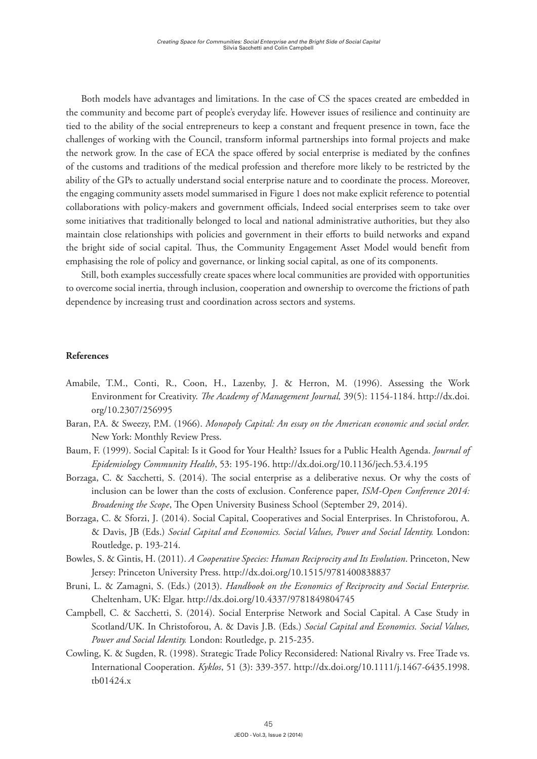Both models have advantages and limitations. In the case of CS the spaces created are embedded in the community and become part of people's everyday life. However issues of resilience and continuity are tied to the ability of the social entrepreneurs to keep a constant and frequent presence in town, face the challenges of working with the Council, transform informal partnerships into formal projects and make the network grow. In the case of ECA the space offered by social enterprise is mediated by the confines of the customs and traditions of the medical profession and therefore more likely to be restricted by the ability of the GPs to actually understand social enterprise nature and to coordinate the process. Moreover, the engaging community assets model summarised in Figure 1 does not make explicit reference to potential collaborations with policy-makers and government officials, Indeed social enterprises seem to take over some initiatives that traditionally belonged to local and national administrative authorities, but they also maintain close relationships with policies and government in their efforts to build networks and expand the bright side of social capital. Thus, the Community Engagement Asset Model would benefit from emphasising the role of policy and governance, or linking social capital, as one of its components.

Still, both examples successfully create spaces where local communities are provided with opportunities to overcome social inertia, through inclusion, cooperation and ownership to overcome the frictions of path dependence by increasing trust and coordination across sectors and systems.

**References**

Amabile, T.M., Conti, R., Coon, H., Lazenby, J. & Herron, M. (1996). Assessing the Work Environment for Creativity. *The Academy of Management Journal,* 39(5): 1154-1184. http://dx.doi.org/10.2307/256995

Baran, P.A. & Sweezy, P.M. (1966). *Monopoly Capital: An essay on the American economic and social order.* New York: Monthly Review Press.

Baum, F. (1999). Social Capital: Is it Good for Your Health? Issues for a Public Health Agenda. *Journal of Epidemiology Community Health*, 53: 195-196. http://dx.doi.org/10.1136/jech.53.4.195

Borzaga, C. & Sacchetti, S. (2014). The social enterprise as a deliberative nexus. Or why the costs of inclusion can be lower than the costs of exclusion. Conference paper, *ISM-Open Conference 2014: Broadening the Scope*, The Open University Business School (September 29, 2014).

Borzaga, C. & Sforzi, J. (2014). Social Capital, Cooperatives and Social Enterprises. In Christoforou, A. & Davis, JB (Eds.) *Social Capital and Economics. Social Values, Power and Social Identity.* London: Routledge, p. 193-214.

Bowles, S. & Gintis, H. (2011). *A Cooperative Species: Human Reciprocity and Its Evolution*. Princeton, New Jersey: Princeton University Press. http://dx.doi.org/10.1515/9781400838837

Bruni, L. & Zamagni, S. (Eds.) (2013). *Handbook on the Economics of Reciprocity and Social Enterprise.* Cheltenham, UK: Elgar. http://dx.doi.org/10.4337/9781849804745

Campbell, C. & Sacchetti, S. (2014). Social Enterprise Network and Social Capital. A Case Study in Scotland/UK. In Christoforou, A. & Davis J.B. (Eds.) *Social Capital and Economics. Social Values, Power and Social Identity.* London: Routledge, p. 215-235.

Cowling, K. & Sugden, R. (1998). Strategic Trade Policy Reconsidered: National Rivalry vs. Free Trade vs. International Cooperation. *Kyklos*, 51 (3): 339-357. http://dx.doi.org/10.1111/j.1467-6435.1998.tb01424.x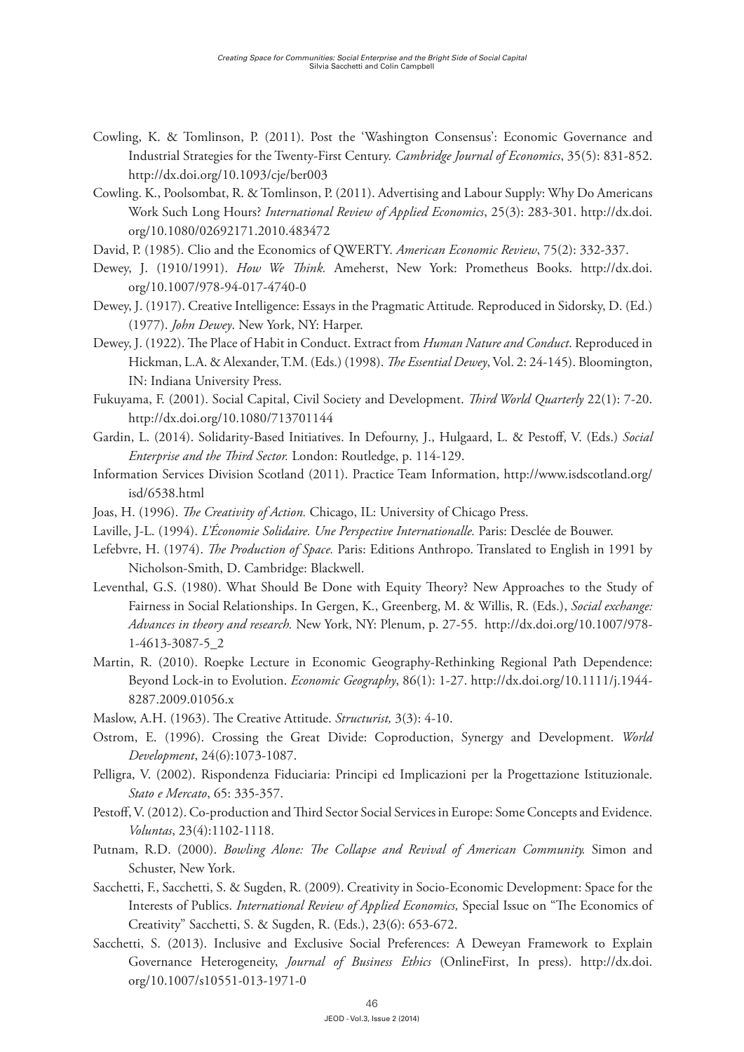Cowling, K. & Tomlinson, P. (2011). Post the 'Washington Consensus': Economic Governance and Industrial Strategies for the Twenty-First Century. *Cambridge Journal of Economics*, 35(5): 831-852. http://dx.doi.org/10.1093/cje/ber003

Cowling. K., Poolsombat, R. & Tomlinson, P. (2011). Advertising and Labour Supply: Why Do Americans Work Such Long Hours? *International Review of Applied Economics*, 25(3): 283-301. http://dx.doi.org/10.1080/02692171.2010.483472

David, P. (1985). Clio and the Economics of QWERTY. *American Economic Review*, 75(2): 332-337.

Dewey, J. (1910/1991). *How We Think.* Ameherst, New York: Prometheus Books. http://dx.doi.org/10.1007/978-94-017-4740-0

Dewey, J. (1917). Creative Intelligence: Essays in the Pragmatic Attitude*.* Reproduced in Sidorsky, D. (Ed.) (1977). *John Dewey*. New York, NY: Harper.

Dewey, J. (1922). The Place of Habit in Conduct. Extract from *Human Nature and Conduct*. Reproduced in Hickman, L.A. & Alexander, T.M. (Eds.) (1998). *The Essential Dewey*, Vol. 2: 24-145). Bloomington, IN: Indiana University Press.

Fukuyama, F. (2001). Social Capital, Civil Society and Development. *Third World Quarterly* 22(1): 7-20. http://dx.doi.org/10.1080/713701144

Gardin, L. (2014). Solidarity-Based Initiatives. In Defourny, J., Hulgaard, L. & Pestoff, V. (Eds.) *Social Enterprise and the Third Sector.* London: Routledge, p. 114-129.

Information Services Division Scotland (2011). Practice Team Information, http://www.isdscotland.org/isd/6538.html

Joas, H. (1996). *The Creativity of Action.* Chicago, IL: University of Chicago Press.

Laville, J-L. (1994). *L'Économie Solidaire. Une Perspective Internationalle.* Paris: Desclée de Bouwer.

Lefebvre, H. (1974). *The Production of Space.* Paris: Editions Anthropo. Translated to English in 1991 by Nicholson-Smith, D. Cambridge: Blackwell.

Leventhal, G.S. (1980). What Should Be Done with Equity Theory? New Approaches to the Study of Fairness in Social Relationships. In Gergen, K., Greenberg, M. & Willis, R. (Eds.), *Social exchange: Advances in theory and research.* New York, NY: Plenum, p. 27-55. http://dx.doi.org/10.1007/978-1-4613-3087-5_2

Martin, R. (2010). Roepke Lecture in Economic Geography-Rethinking Regional Path Dependence: Beyond Lock-in to Evolution. *Economic Geography*, 86(1): 1-27. http://dx.doi.org/10.1111/j.1944-8287.2009.01056.x

Maslow, A.H. (1963). The Creative Attitude. *Structurist,* 3(3): 4-10.

Ostrom, E. (1996). Crossing the Great Divide: Coproduction, Synergy and Development. *World Development*, 24(6):1073-1087.

Pelligra, V. (2002). Rispondenza Fiduciaria: Principi ed Implicazioni per la Progettazione Istituzionale. *Stato e Mercato*, 65: 335-357.

Pestoff, V. (2012). Co-production and Third Sector Social Services in Europe: Some Concepts and Evidence. *Voluntas*, 23(4):1102-1118.

Putnam, R.D. (2000). *Bowling Alone: The Collapse and Revival of American Community.* Simon and Schuster, New York.

Sacchetti, F., Sacchetti, S. & Sugden, R. (2009). Creativity in Socio-Economic Development: Space for the Interests of Publics. *International Review of Applied Economics,* Special Issue on "The Economics of Creativity" Sacchetti, S. & Sugden, R. (Eds.), 23(6): 653-672.

Sacchetti, S. (2013). Inclusive and Exclusive Social Preferences: A Deweyan Framework to Explain Governance Heterogeneity, *Journal of Business Ethics* (OnlineFirst, In press). http://dx.doi.org/10.1007/s10551-013-1971-0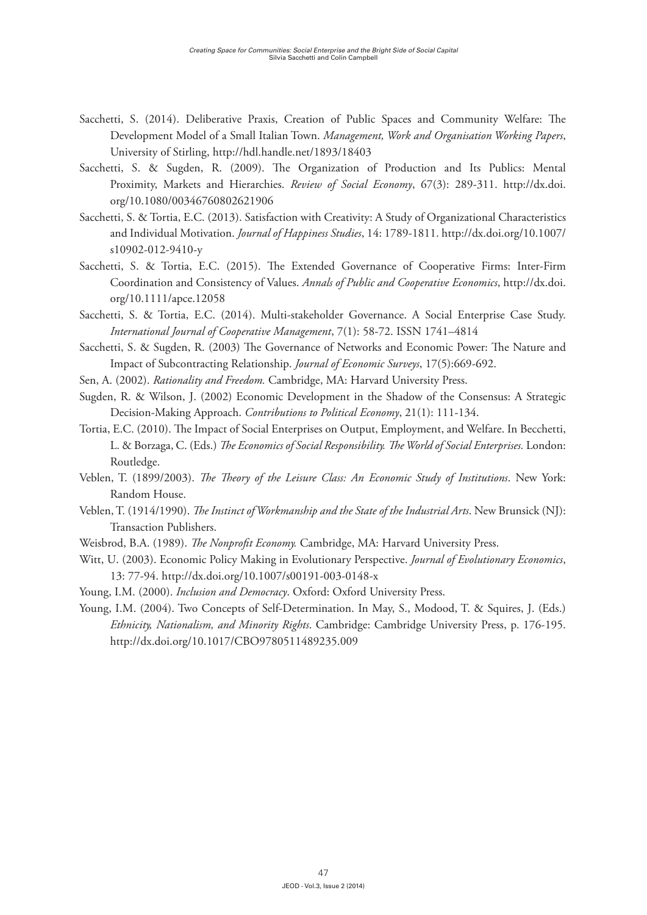Sacchetti, S. (2014). Deliberative Praxis, Creation of Public Spaces and Community Welfare: The Development Model of a Small Italian Town. *Management, Work and Organisation Working Papers*, University of Stirling, http://hdl.handle.net/1893/18403

Sacchetti, S. & Sugden, R. (2009). The Organization of Production and Its Publics: Mental Proximity, Markets and Hierarchies. *Review of Social Economy*, 67(3): 289-311. http://dx.doi.org/10.1080/00346760802621906

Sacchetti, S. & Tortia, E.C. (2013). Satisfaction with Creativity: A Study of Organizational Characteristics and Individual Motivation. *Journal of Happiness Studies*, 14: 1789-1811. http://dx.doi.org/10.1007/s10902-012-9410-y

Sacchetti, S. & Tortia, E.C. (2015). The Extended Governance of Cooperative Firms: Inter-Firm Coordination and Consistency of Values. *Annals of Public and Cooperative Economics*, http://dx.doi.org/10.1111/apce.12058

Sacchetti, S. & Tortia, E.C. (2014). Multi-stakeholder Governance. A Social Enterprise Case Study. *International Journal of Cooperative Management*, 7(1): 58-72. ISSN 1741–4814

Sacchetti, S. & Sugden, R. (2003) The Governance of Networks and Economic Power: The Nature and Impact of Subcontracting Relationship. *Journal of Economic Surveys*, 17(5):669-692.

Sen, A. (2002). *Rationality and Freedom.* Cambridge, MA: Harvard University Press.

Sugden, R. & Wilson, J. (2002) Economic Development in the Shadow of the Consensus: A Strategic Decision-Making Approach. *Contributions to Political Economy*, 21(1): 111-134.

Tortia, E.C. (2010). The Impact of Social Enterprises on Output, Employment, and Welfare. In Becchetti, L. & Borzaga, C. (Eds.) *The Economics of Social Responsibility. The World of Social Enterprises.* London: Routledge.

Veblen, T. (1899/2003). *The Theory of the Leisure Class: An Economic Study of Institutions*. New York: Random House.

Veblen, T. (1914/1990). *The Instinct of Workmanship and the State of the Industrial Arts*. New Brunsick (NJ): Transaction Publishers.

Weisbrod, B.A. (1989). *The Nonprofit Economy.* Cambridge, MA: Harvard University Press.

Witt, U. (2003). Economic Policy Making in Evolutionary Perspective. *Journal of Evolutionary Economics*, 13: 77-94. http://dx.doi.org/10.1007/s00191-003-0148-x

Young, I.M. (2000). *Inclusion and Democracy*. Oxford: Oxford University Press.

Young, I.M. (2004). Two Concepts of Self-Determination. In May, S., Modood, T. & Squires, J. (Eds.) *Ethnicity, Nationalism, and Minority Rights*. Cambridge: Cambridge University Press, p. 176-195. http://dx.doi.org/10.1017/CBO9780511489235.009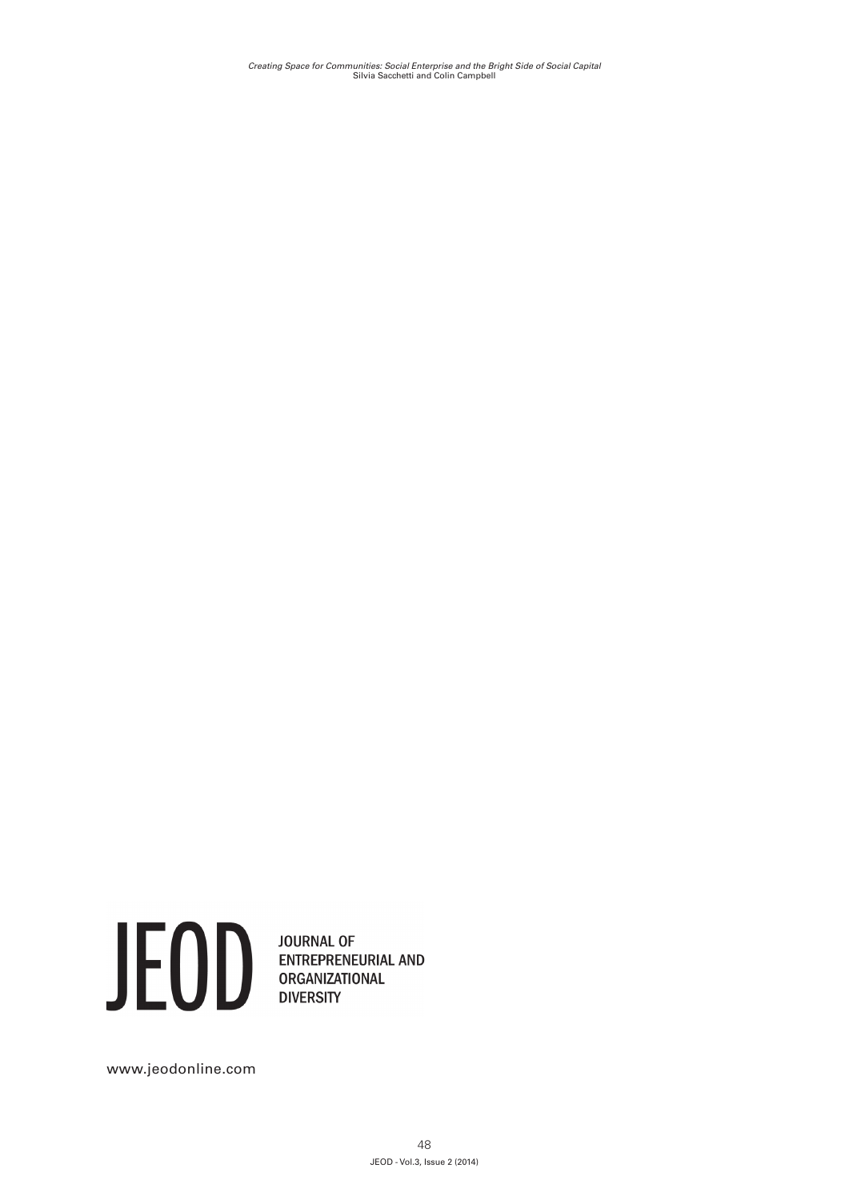JEOD

JOURNAL OF ENTREPRENEURIAL AND ORGANIZATIONAL DIVERSITY

www.jeodonline.com